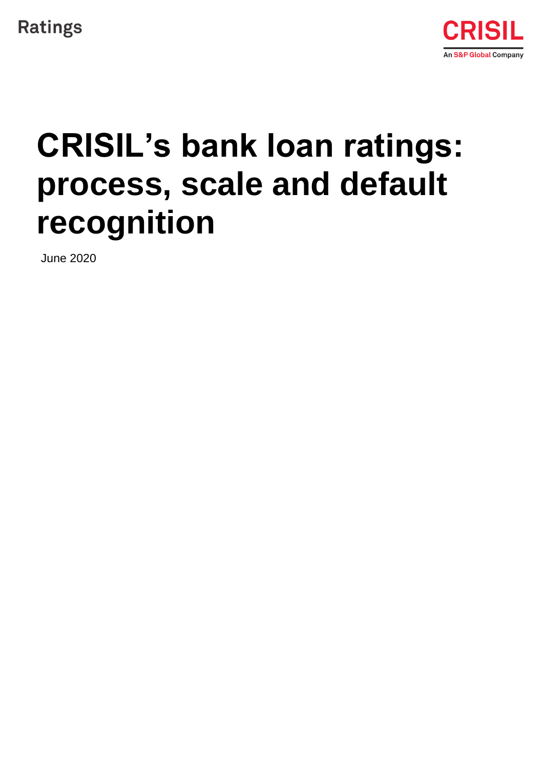Ratings

CRISIL

An S&P Global Company

# CRISIL's bank loan ratings: process, scale and default recognition

June 2020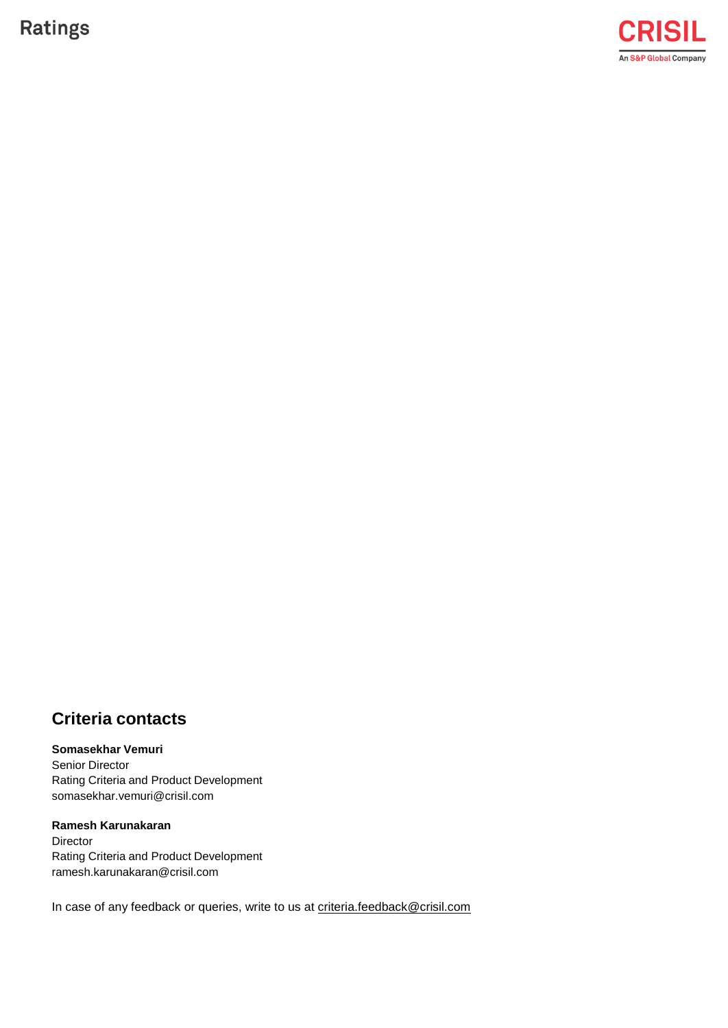## Criteria contacts

**Somasekhar Vemuri**
Senior Director
Rating Criteria and Product Development
somasekhar.vemuri@crisil.com

**Ramesh Karunakaran**
Director
Rating Criteria and Product Development
ramesh.karunakaran@crisil.com

In case of any feedback or queries, write to us at criteria.feedback@crisil.com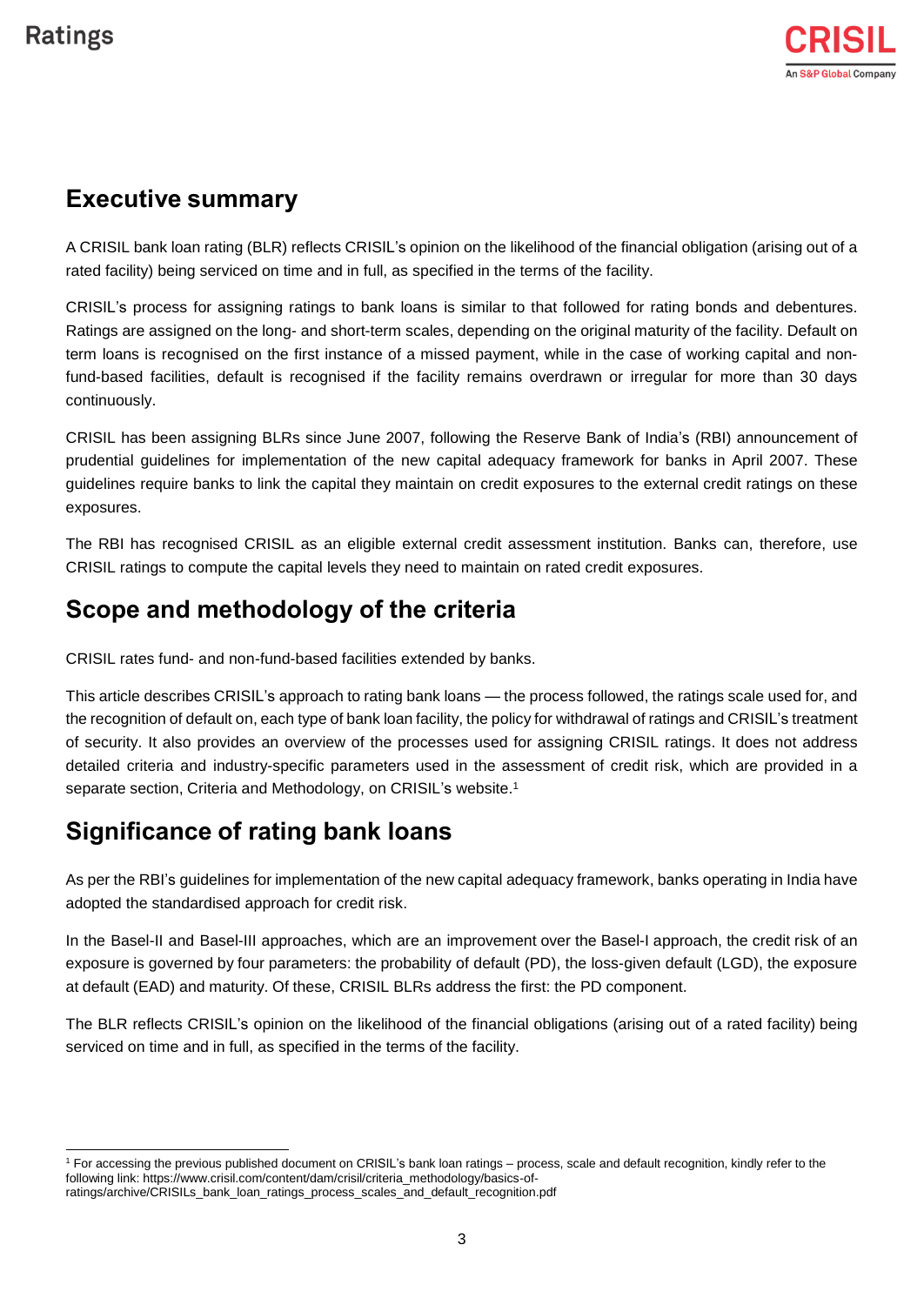## Executive summary

A CRISIL bank loan rating (BLR) reflects CRISIL's opinion on the likelihood of the financial obligation (arising out of a rated facility) being serviced on time and in full, as specified in the terms of the facility.

CRISIL's process for assigning ratings to bank loans is similar to that followed for rating bonds and debentures. Ratings are assigned on the long- and short-term scales, depending on the original maturity of the facility. Default on term loans is recognised on the first instance of a missed payment, while in the case of working capital and non-fund-based facilities, default is recognised if the facility remains overdrawn or irregular for more than 30 days continuously.

CRISIL has been assigning BLRs since June 2007, following the Reserve Bank of India's (RBI) announcement of prudential guidelines for implementation of the new capital adequacy framework for banks in April 2007. These guidelines require banks to link the capital they maintain on credit exposures to the external credit ratings on these exposures.

The RBI has recognised CRISIL as an eligible external credit assessment institution. Banks can, therefore, use CRISIL ratings to compute the capital levels they need to maintain on rated credit exposures.

## Scope and methodology of the criteria

CRISIL rates fund- and non-fund-based facilities extended by banks.

This article describes CRISIL's approach to rating bank loans — the process followed, the ratings scale used for, and the recognition of default on, each type of bank loan facility, the policy for withdrawal of ratings and CRISIL's treatment of security. It also provides an overview of the processes used for assigning CRISIL ratings. It does not address detailed criteria and industry-specific parameters used in the assessment of credit risk, which are provided in a separate section, Criteria and Methodology, on CRISIL's website.[1]

## Significance of rating bank loans

As per the RBI's guidelines for implementation of the new capital adequacy framework, banks operating in India have adopted the standardised approach for credit risk.

In the Basel-II and Basel-III approaches, which are an improvement over the Basel-I approach, the credit risk of an exposure is governed by four parameters: the probability of default (PD), the loss-given default (LGD), the exposure at default (EAD) and maturity. Of these, CRISIL BLRs address the first: the PD component.

The BLR reflects CRISIL's opinion on the likelihood of the financial obligations (arising out of a rated facility) being serviced on time and in full, as specified in the terms of the facility.

---

[1] For accessing the previous published document on CRISIL's bank loan ratings – process, scale and default recognition, kindly refer to the following link: https://www.crisil.com/content/dam/crisil/criteria_methodology/basics-of-ratings/archive/CRISILs_bank_loan_ratings_process_scales_and_default_recognition.pdf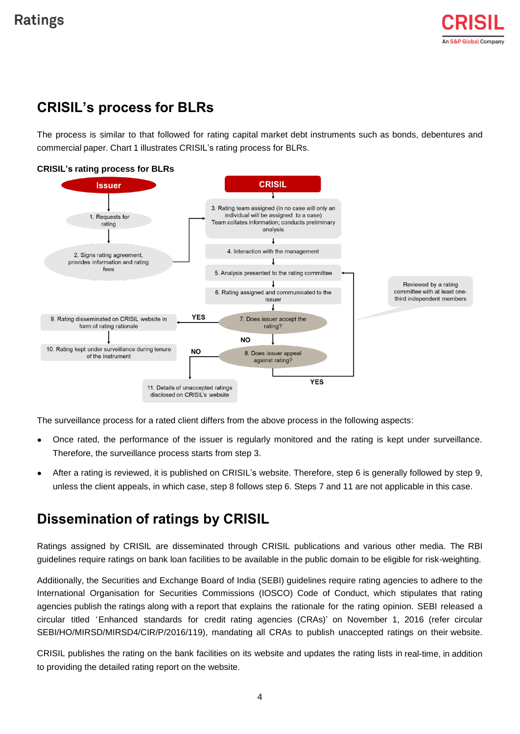## CRISIL's process for BLRs

The process is similar to that followed for rating capital market debt instruments such as bonds, debentures and commercial paper. Chart 1 illustrates CRISIL's rating process for BLRs.

**CRISIL's rating process for BLRs**

**Issuer**

1. Requests for rating
2. Signs rating agreement, provides information and rating fees

**CRISIL**

3. Rating team assigned (in no case will only an individual will be assigned to a case). Team collates information; conducts preliminary analysis
4. Interaction with the management
5. Analysis presented to the rating committee (Reviewed by a rating committee with at least one-third independent members)
6. Rating assigned and communicated to the issuer
7. Does issuer accept the rating?
   - YES → 9. Rating disseminated on CRISIL website in form of rating rationale → 10. Rating kept under surveillance during tenure of the instrument
   - NO → 8. Does issuer appeal against rating?
     - YES → 5. Analysis presented to the rating committee
     - NO → 11. Details of unaccepted ratings disclosed on CRISIL's website

The surveillance process for a rated client differs from the above process in the following aspects:

- Once rated, the performance of the issuer is regularly monitored and the rating is kept under surveillance. Therefore, the surveillance process starts from step 3.
- After a rating is reviewed, it is published on CRISIL's website. Therefore, step 6 is generally followed by step 9, unless the client appeals, in which case, step 8 follows step 6. Steps 7 and 11 are not applicable in this case.

## Dissemination of ratings by CRISIL

Ratings assigned by CRISIL are disseminated through CRISIL publications and various other media. The RBI guidelines require ratings on bank loan facilities to be available in the public domain to be eligible for risk-weighting.

Additionally, the Securities and Exchange Board of India (SEBI) guidelines require rating agencies to adhere to the International Organisation for Securities Commissions (IOSCO) Code of Conduct, which stipulates that rating agencies publish the ratings along with a report that explains the rationale for the rating opinion. SEBI released a circular titled 'Enhanced standards for credit rating agencies (CRAs)' on November 1, 2016 (refer circular SEBI/HO/MIRSD/MIRSD4/CIR/P/2016/119), mandating all CRAs to publish unaccepted ratings on their website.

CRISIL publishes the rating on the bank facilities on its website and updates the rating lists in real-time, in addition to providing the detailed rating report on the website.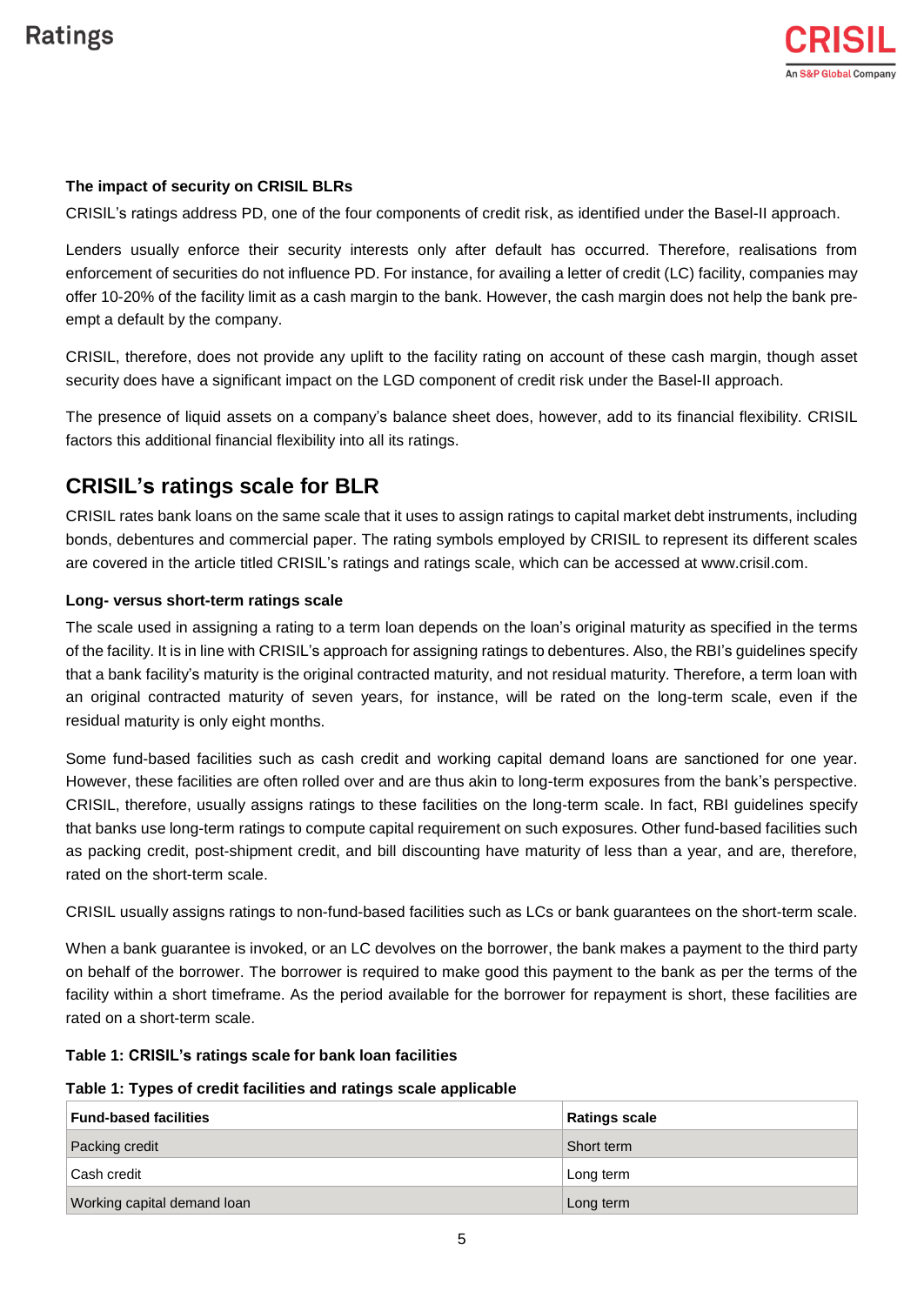**The impact of security on CRISIL BLRs**

CRISIL's ratings address PD, one of the four components of credit risk, as identified under the Basel-II approach.

Lenders usually enforce their security interests only after default has occurred. Therefore, realisations from enforcement of securities do not influence PD. For instance, for availing a letter of credit (LC) facility, companies may offer 10-20% of the facility limit as a cash margin to the bank. However, the cash margin does not help the bank pre-empt a default by the company.

CRISIL, therefore, does not provide any uplift to the facility rating on account of these cash margin, though asset security does have a significant impact on the LGD component of credit risk under the Basel-II approach.

The presence of liquid assets on a company's balance sheet does, however, add to its financial flexibility. CRISIL factors this additional financial flexibility into all its ratings.

## CRISIL's ratings scale for BLR

CRISIL rates bank loans on the same scale that it uses to assign ratings to capital market debt instruments, including bonds, debentures and commercial paper. The rating symbols employed by CRISIL to represent its different scales are covered in the article titled CRISIL's ratings and ratings scale, which can be accessed at www.crisil.com.

**Long- versus short-term ratings scale**

The scale used in assigning a rating to a term loan depends on the loan's original maturity as specified in the terms of the facility. It is in line with CRISIL's approach for assigning ratings to debentures. Also, the RBI's guidelines specify that a bank facility's maturity is the original contracted maturity, and not residual maturity. Therefore, a term loan with an original contracted maturity of seven years, for instance, will be rated on the long-term scale, even if the residual maturity is only eight months.

Some fund-based facilities such as cash credit and working capital demand loans are sanctioned for one year. However, these facilities are often rolled over and are thus akin to long-term exposures from the bank's perspective. CRISIL, therefore, usually assigns ratings to these facilities on the long-term scale. In fact, RBI guidelines specify that banks use long-term ratings to compute capital requirement on such exposures. Other fund-based facilities such as packing credit, post-shipment credit, and bill discounting have maturity of less than a year, and are, therefore, rated on the short-term scale.

CRISIL usually assigns ratings to non-fund-based facilities such as LCs or bank guarantees on the short-term scale.

When a bank guarantee is invoked, or an LC devolves on the borrower, the bank makes a payment to the third party on behalf of the borrower. The borrower is required to make good this payment to the bank as per the terms of the facility within a short timeframe. As the period available for the borrower for repayment is short, these facilities are rated on a short-term scale.

**Table 1: CRISIL's ratings scale for bank loan facilities**

**Table 1: Types of credit facilities and ratings scale applicable**

| Fund-based facilities | Ratings scale |
|---|---|
| Packing credit | Short term |
| Cash credit | Long term |
| Working capital demand loan | Long term |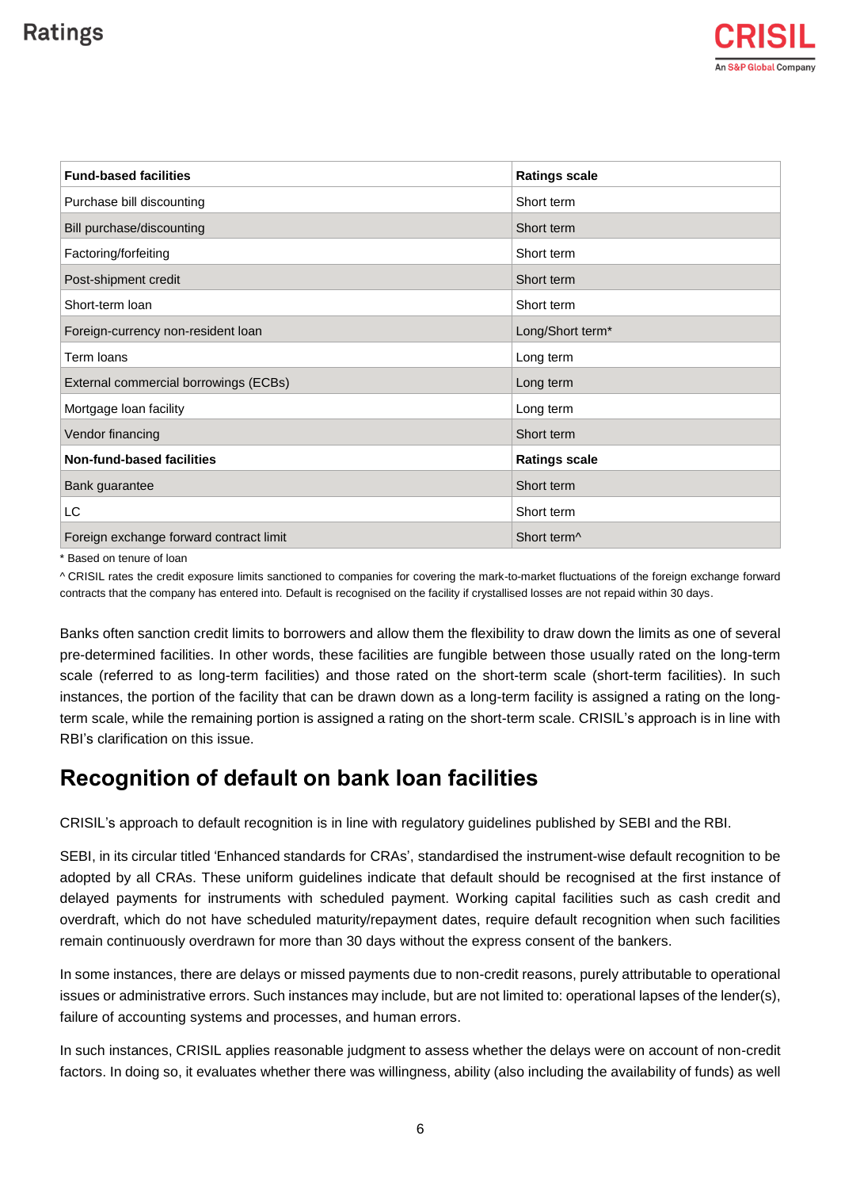| Fund-based facilities | Ratings scale |
|---|---|
| Purchase bill discounting | Short term |
| Bill purchase/discounting | Short term |
| Factoring/forfeiting | Short term |
| Post-shipment credit | Short term |
| Short-term loan | Short term |
| Foreign-currency non-resident loan | Long/Short term* |
| Term loans | Long term |
| External commercial borrowings (ECBs) | Long term |
| Mortgage loan facility | Long term |
| Vendor financing | Short term |
| **Non-fund-based facilities** | **Ratings scale** |
| Bank guarantee | Short term |
| LC | Short term |
| Foreign exchange forward contract limit | Short term^ |

* Based on tenure of loan

^ CRISIL rates the credit exposure limits sanctioned to companies for covering the mark-to-market fluctuations of the foreign exchange forward contracts that the company has entered into. Default is recognised on the facility if crystallised losses are not repaid within 30 days.

Banks often sanction credit limits to borrowers and allow them the flexibility to draw down the limits as one of several pre-determined facilities. In other words, these facilities are fungible between those usually rated on the long-term scale (referred to as long-term facilities) and those rated on the short-term scale (short-term facilities). In such instances, the portion of the facility that can be drawn down as a long-term facility is assigned a rating on the long-term scale, while the remaining portion is assigned a rating on the short-term scale. CRISIL's approach is in line with RBI's clarification on this issue.

## Recognition of default on bank loan facilities

CRISIL's approach to default recognition is in line with regulatory guidelines published by SEBI and the RBI.

SEBI, in its circular titled 'Enhanced standards for CRAs', standardised the instrument-wise default recognition to be adopted by all CRAs. These uniform guidelines indicate that default should be recognised at the first instance of delayed payments for instruments with scheduled payment. Working capital facilities such as cash credit and overdraft, which do not have scheduled maturity/repayment dates, require default recognition when such facilities remain continuously overdrawn for more than 30 days without the express consent of the bankers.

In some instances, there are delays or missed payments due to non-credit reasons, purely attributable to operational issues or administrative errors. Such instances may include, but are not limited to: operational lapses of the lender(s), failure of accounting systems and processes, and human errors.

In such instances, CRISIL applies reasonable judgment to assess whether the delays were on account of non-credit factors. In doing so, it evaluates whether there was willingness, ability (also including the availability of funds) as well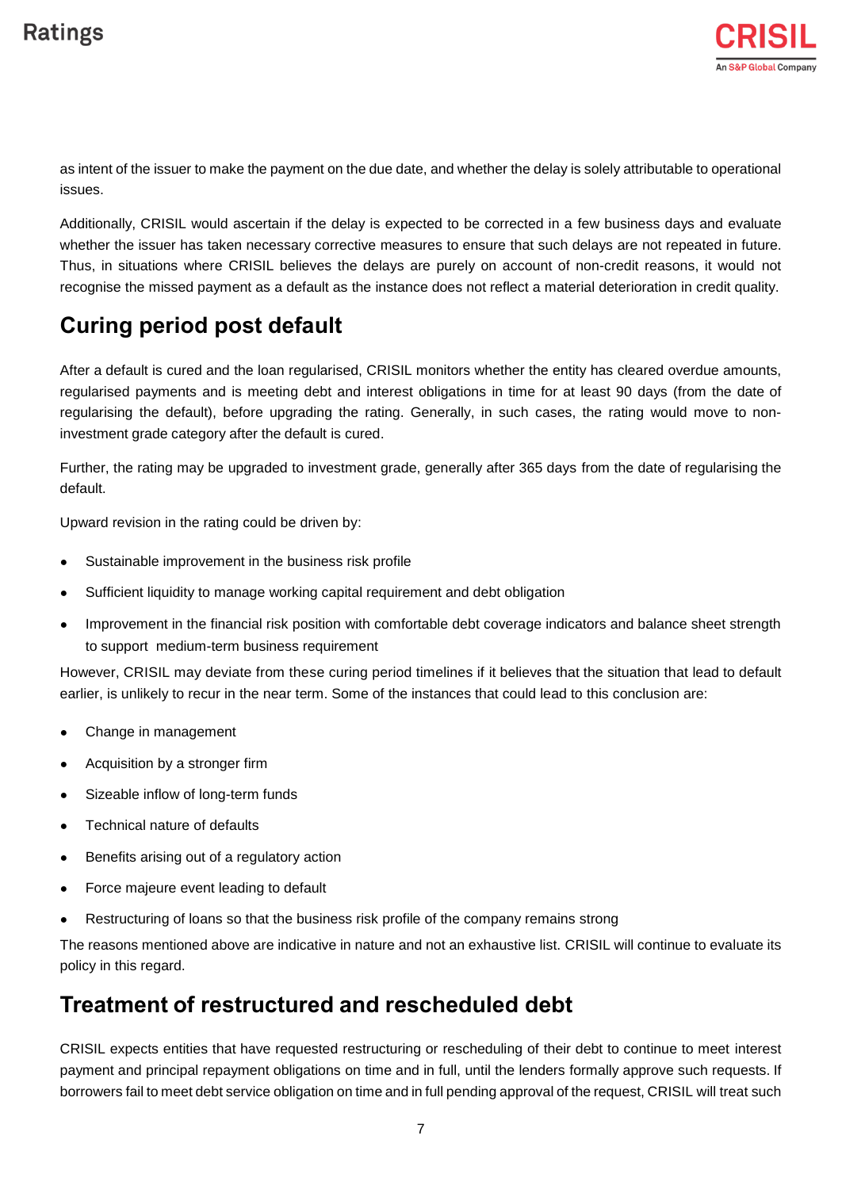as intent of the issuer to make the payment on the due date, and whether the delay is solely attributable to operational issues.

Additionally, CRISIL would ascertain if the delay is expected to be corrected in a few business days and evaluate whether the issuer has taken necessary corrective measures to ensure that such delays are not repeated in future. Thus, in situations where CRISIL believes the delays are purely on account of non-credit reasons, it would not recognise the missed payment as a default as the instance does not reflect a material deterioration in credit quality.

## Curing period post default

After a default is cured and the loan regularised, CRISIL monitors whether the entity has cleared overdue amounts, regularised payments and is meeting debt and interest obligations in time for at least 90 days (from the date of regularising the default), before upgrading the rating. Generally, in such cases, the rating would move to non-investment grade category after the default is cured.

Further, the rating may be upgraded to investment grade, generally after 365 days from the date of regularising the default.

Upward revision in the rating could be driven by:

- Sustainable improvement in the business risk profile
- Sufficient liquidity to manage working capital requirement and debt obligation
- Improvement in the financial risk position with comfortable debt coverage indicators and balance sheet strength to support medium-term business requirement

However, CRISIL may deviate from these curing period timelines if it believes that the situation that lead to default earlier, is unlikely to recur in the near term. Some of the instances that could lead to this conclusion are:

- Change in management
- Acquisition by a stronger firm
- Sizeable inflow of long-term funds
- Technical nature of defaults
- Benefits arising out of a regulatory action
- Force majeure event leading to default
- Restructuring of loans so that the business risk profile of the company remains strong

The reasons mentioned above are indicative in nature and not an exhaustive list. CRISIL will continue to evaluate its policy in this regard.

## Treatment of restructured and rescheduled debt

CRISIL expects entities that have requested restructuring or rescheduling of their debt to continue to meet interest payment and principal repayment obligations on time and in full, until the lenders formally approve such requests. If borrowers fail to meet debt service obligation on time and in full pending approval of the request, CRISIL will treat such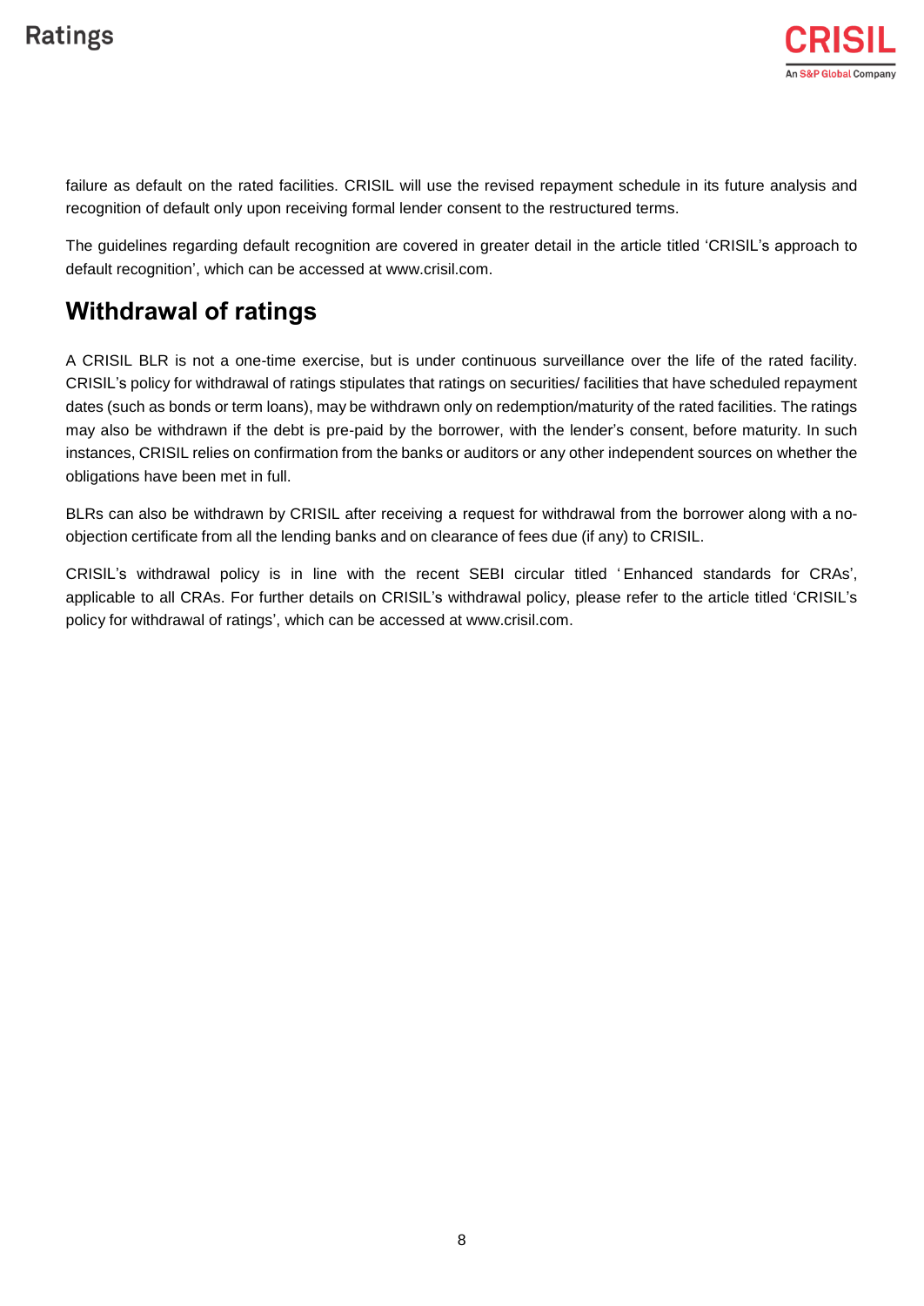failure as default on the rated facilities. CRISIL will use the revised repayment schedule in its future analysis and recognition of default only upon receiving formal lender consent to the restructured terms.

The guidelines regarding default recognition are covered in greater detail in the article titled 'CRISIL's approach to default recognition', which can be accessed at www.crisil.com.

## Withdrawal of ratings

A CRISIL BLR is not a one-time exercise, but is under continuous surveillance over the life of the rated facility. CRISIL's policy for withdrawal of ratings stipulates that ratings on securities/ facilities that have scheduled repayment dates (such as bonds or term loans), may be withdrawn only on redemption/maturity of the rated facilities. The ratings may also be withdrawn if the debt is pre-paid by the borrower, with the lender's consent, before maturity. In such instances, CRISIL relies on confirmation from the banks or auditors or any other independent sources on whether the obligations have been met in full.

BLRs can also be withdrawn by CRISIL after receiving a request for withdrawal from the borrower along with a no-objection certificate from all the lending banks and on clearance of fees due (if any) to CRISIL.

CRISIL's withdrawal policy is in line with the recent SEBI circular titled 'Enhanced standards for CRAs', applicable to all CRAs. For further details on CRISIL's withdrawal policy, please refer to the article titled 'CRISIL's policy for withdrawal of ratings', which can be accessed at www.crisil.com.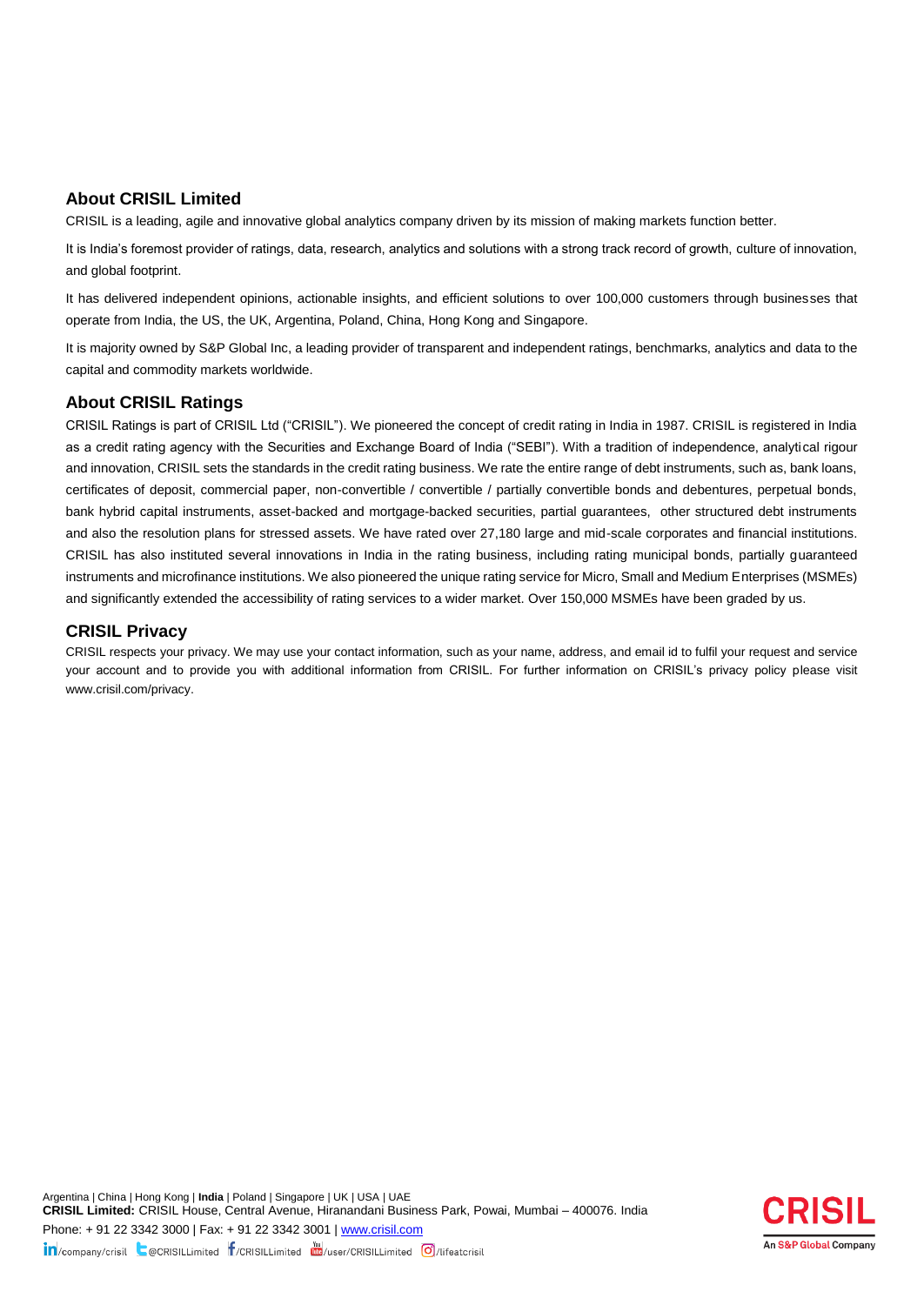## About CRISIL Limited

CRISIL is a leading, agile and innovative global analytics company driven by its mission of making markets function better.

It is India's foremost provider of ratings, data, research, analytics and solutions with a strong track record of growth, culture of innovation, and global footprint.

It has delivered independent opinions, actionable insights, and efficient solutions to over 100,000 customers through businesses that operate from India, the US, the UK, Argentina, Poland, China, Hong Kong and Singapore.

It is majority owned by S&P Global Inc, a leading provider of transparent and independent ratings, benchmarks, analytics and data to the capital and commodity markets worldwide.

## About CRISIL Ratings

CRISIL Ratings is part of CRISIL Ltd ("CRISIL"). We pioneered the concept of credit rating in India in 1987. CRISIL is registered in India as a credit rating agency with the Securities and Exchange Board of India ("SEBI"). With a tradition of independence, analytical rigour and innovation, CRISIL sets the standards in the credit rating business. We rate the entire range of debt instruments, such as, bank loans, certificates of deposit, commercial paper, non-convertible / convertible / partially convertible bonds and debentures, perpetual bonds, bank hybrid capital instruments, asset-backed and mortgage-backed securities, partial guarantees, other structured debt instruments and also the resolution plans for stressed assets. We have rated over 27,180 large and mid-scale corporates and financial institutions. CRISIL has also instituted several innovations in India in the rating business, including rating municipal bonds, partially guaranteed instruments and microfinance institutions. We also pioneered the unique rating service for Micro, Small and Medium Enterprises (MSMEs) and significantly extended the accessibility of rating services to a wider market. Over 150,000 MSMEs have been graded by us.

## CRISIL Privacy

CRISIL respects your privacy. We may use your contact information, such as your name, address, and email id to fulfil your request and service your account and to provide you with additional information from CRISIL. For further information on CRISIL's privacy policy please visit www.crisil.com/privacy.

Argentina | China | Hong Kong | **India** | Poland | Singapore | UK | USA | UAE
**CRISIL Limited:** CRISIL House, Central Avenue, Hiranandani Business Park, Powai, Mumbai – 400076. India
Phone: + 91 22 3342 3000 | Fax: + 91 22 3342 3001 | www.crisil.com

/company/crisil @CRISILLimited /CRISILLimited /user/CRISILLimited /lifeatcrisil

CRISIL
An S&P Global Company